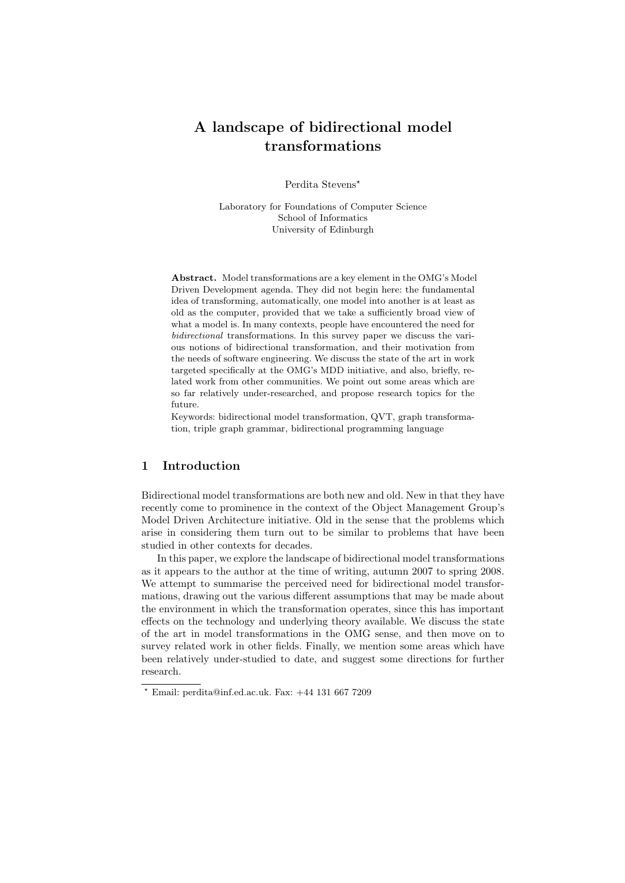# A landscape of bidirectional model transformations

Perdita Stevens*

Laboratory for Foundations of Computer Science
School of Informatics
University of Edinburgh

**Abstract.** Model transformations are a key element in the OMG's Model Driven Development agenda. They did not begin here: the fundamental idea of transforming, automatically, one model into another is at least as old as the computer, provided that we take a sufficiently broad view of what a model is. In many contexts, people have encountered the need for *bidirectional* transformations. In this survey paper we discuss the various notions of bidirectional transformation, and their motivation from the needs of software engineering. We discuss the state of the art in work targeted specifically at the OMG's MDD initiative, and also, briefly, related work from other communities. We point out some areas which are so far relatively under-researched, and propose research topics for the future.

Keywords: bidirectional model transformation, QVT, graph transformation, triple graph grammar, bidirectional programming language

## 1 Introduction

Bidirectional model transformations are both new and old. New in that they have recently come to prominence in the context of the Object Management Group's Model Driven Architecture initiative. Old in the sense that the problems which arise in considering them turn out to be similar to problems that have been studied in other contexts for decades.

In this paper, we explore the landscape of bidirectional model transformations as it appears to the author at the time of writing, autumn 2007 to spring 2008. We attempt to summarise the perceived need for bidirectional model transformations, drawing out the various different assumptions that may be made about the environment in which the transformation operates, since this has important effects on the technology and underlying theory available. We discuss the state of the art in model transformations in the OMG sense, and then move on to survey related work in other fields. Finally, we mention some areas which have been relatively under-studied to date, and suggest some directions for further research.

* Email: perdita@inf.ed.ac.uk. Fax: +44 131 667 7209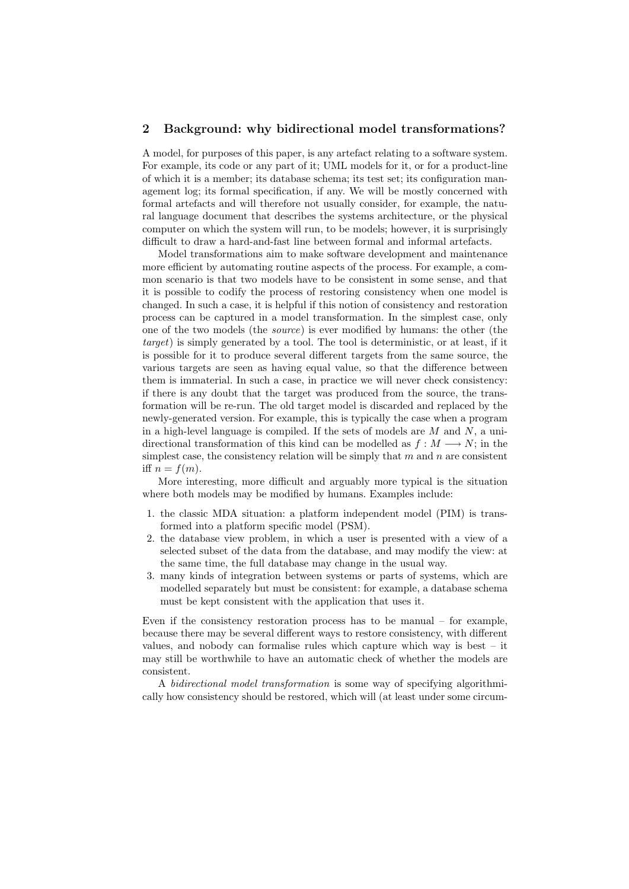## 2 Background: why bidirectional model transformations?

A model, for purposes of this paper, is any artefact relating to a software system. For example, its code or any part of it; UML models for it, or for a product-line of which it is a member; its database schema; its test set; its configuration management log; its formal specification, if any. We will be mostly concerned with formal artefacts and will therefore not usually consider, for example, the natural language document that describes the systems architecture, or the physical computer on which the system will run, to be models; however, it is surprisingly difficult to draw a hard-and-fast line between formal and informal artefacts.

Model transformations aim to make software development and maintenance more efficient by automating routine aspects of the process. For example, a common scenario is that two models have to be consistent in some sense, and that it is possible to codify the process of restoring consistency when one model is changed. In such a case, it is helpful if this notion of consistency and restoration process can be captured in a model transformation. In the simplest case, only one of the two models (the *source*) is ever modified by humans: the other (the *target*) is simply generated by a tool. The tool is deterministic, or at least, if it is possible for it to produce several different targets from the same source, the various targets are seen as having equal value, so that the difference between them is immaterial. In such a case, in practice we will never check consistency: if there is any doubt that the target was produced from the source, the transformation will be re-run. The old target model is discarded and replaced by the newly-generated version. For example, this is typically the case when a program in a high-level language is compiled. If the sets of models are $M$ and $N$, a unidirectional transformation of this kind can be modelled as $f : M \longrightarrow N$; in the simplest case, the consistency relation will be simply that $m$ and $n$ are consistent iff $n = f(m)$.

More interesting, more difficult and arguably more typical is the situation where both models may be modified by humans. Examples include:

1. the classic MDA situation: a platform independent model (PIM) is transformed into a platform specific model (PSM).
2. the database view problem, in which a user is presented with a view of a selected subset of the data from the database, and may modify the view: at the same time, the full database may change in the usual way.
3. many kinds of integration between systems or parts of systems, which are modelled separately but must be consistent: for example, a database schema must be kept consistent with the application that uses it.

Even if the consistency restoration process has to be manual – for example, because there may be several different ways to restore consistency, with different values, and nobody can formalise rules which capture which way is best – it may still be worthwhile to have an automatic check of whether the models are consistent.

A *bidirectional model transformation* is some way of specifying algorithmically how consistency should be restored, which will (at least under some circum-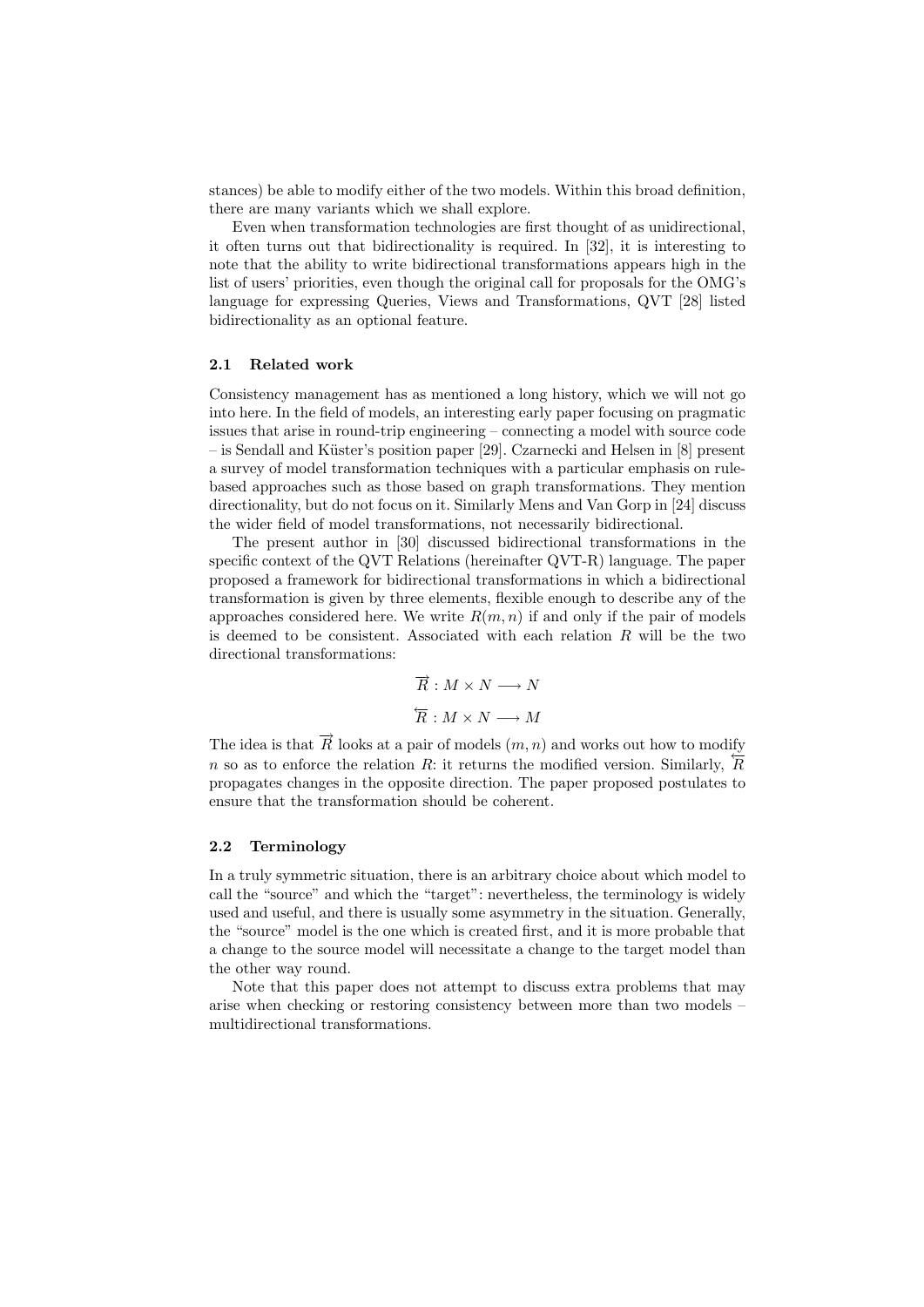stances) be able to modify either of the two models. Within this broad definition, there are many variants which we shall explore.

Even when transformation technologies are first thought of as unidirectional, it often turns out that bidirectionality is required. In [32], it is interesting to note that the ability to write bidirectional transformations appears high in the list of users' priorities, even though the original call for proposals for the OMG's language for expressing Queries, Views and Transformations, QVT [28] listed bidirectionality as an optional feature.

### 2.1 Related work

Consistency management has as mentioned a long history, which we will not go into here. In the field of models, an interesting early paper focusing on pragmatic issues that arise in round-trip engineering – connecting a model with source code – is Sendall and Küster's position paper [29]. Czarnecki and Helsen in [8] present a survey of model transformation techniques with a particular emphasis on rule-based approaches such as those based on graph transformations. They mention directionality, but do not focus on it. Similarly Mens and Van Gorp in [24] discuss the wider field of model transformations, not necessarily bidirectional.

The present author in [30] discussed bidirectional transformations in the specific context of the QVT Relations (hereinafter QVT-R) language. The paper proposed a framework for bidirectional transformations in which a bidirectional transformation is given by three elements, flexible enough to describe any of the approaches considered here. We write $R(m, n)$ if and only if the pair of models is deemed to be consistent. Associated with each relation $R$ will be the two directional transformations:

$$\overrightarrow{R} : M \times N \longrightarrow N$$

$$\overleftarrow{R} : M \times N \longrightarrow M$$

The idea is that $\overrightarrow{R}$ looks at a pair of models $(m, n)$ and works out how to modify $n$ so as to enforce the relation $R$: it returns the modified version. Similarly, $\overleftarrow{R}$ propagates changes in the opposite direction. The paper proposed postulates to ensure that the transformation should be coherent.

### 2.2 Terminology

In a truly symmetric situation, there is an arbitrary choice about which model to call the "source" and which the "target": nevertheless, the terminology is widely used and useful, and there is usually some asymmetry in the situation. Generally, the "source" model is the one which is created first, and it is more probable that a change to the source model will necessitate a change to the target model than the other way round.

Note that this paper does not attempt to discuss extra problems that may arise when checking or restoring consistency between more than two models – multidirectional transformations.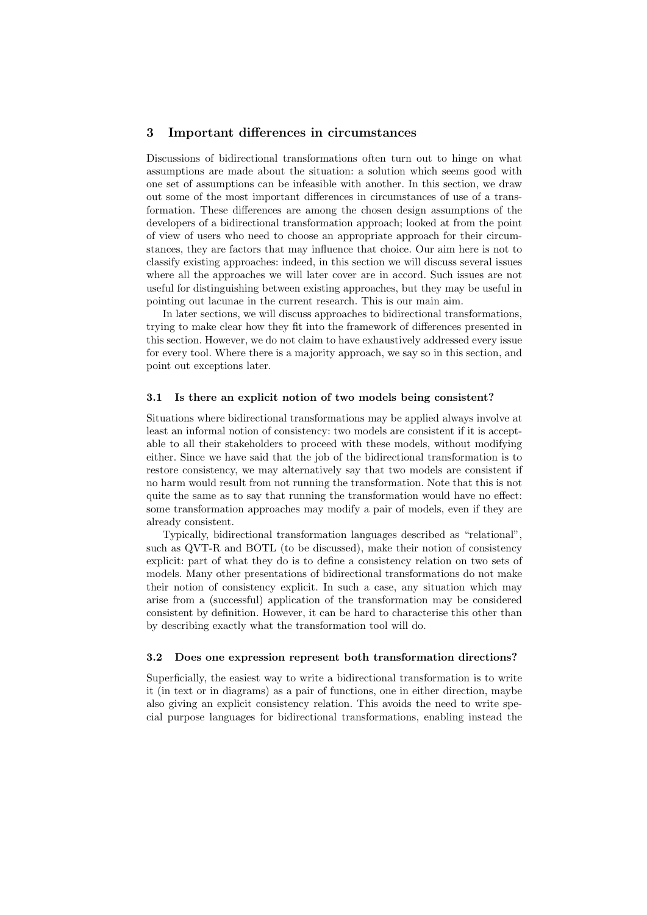## 3 Important differences in circumstances

Discussions of bidirectional transformations often turn out to hinge on what assumptions are made about the situation: a solution which seems good with one set of assumptions can be infeasible with another. In this section, we draw out some of the most important differences in circumstances of use of a transformation. These differences are among the chosen design assumptions of the developers of a bidirectional transformation approach; looked at from the point of view of users who need to choose an appropriate approach for their circumstances, they are factors that may influence that choice. Our aim here is not to classify existing approaches: indeed, in this section we will discuss several issues where all the approaches we will later cover are in accord. Such issues are not useful for distinguishing between existing approaches, but they may be useful in pointing out lacunae in the current research. This is our main aim.

In later sections, we will discuss approaches to bidirectional transformations, trying to make clear how they fit into the framework of differences presented in this section. However, we do not claim to have exhaustively addressed every issue for every tool. Where there is a majority approach, we say so in this section, and point out exceptions later.

### 3.1 Is there an explicit notion of two models being consistent?

Situations where bidirectional transformations may be applied always involve at least an informal notion of consistency: two models are consistent if it is acceptable to all their stakeholders to proceed with these models, without modifying either. Since we have said that the job of the bidirectional transformation is to restore consistency, we may alternatively say that two models are consistent if no harm would result from not running the transformation. Note that this is not quite the same as to say that running the transformation would have no effect: some transformation approaches may modify a pair of models, even if they are already consistent.

Typically, bidirectional transformation languages described as "relational", such as QVT-R and BOTL (to be discussed), make their notion of consistency explicit: part of what they do is to define a consistency relation on two sets of models. Many other presentations of bidirectional transformations do not make their notion of consistency explicit. In such a case, any situation which may arise from a (successful) application of the transformation may be considered consistent by definition. However, it can be hard to characterise this other than by describing exactly what the transformation tool will do.

### 3.2 Does one expression represent both transformation directions?

Superficially, the easiest way to write a bidirectional transformation is to write it (in text or in diagrams) as a pair of functions, one in either direction, maybe also giving an explicit consistency relation. This avoids the need to write special purpose languages for bidirectional transformations, enabling instead the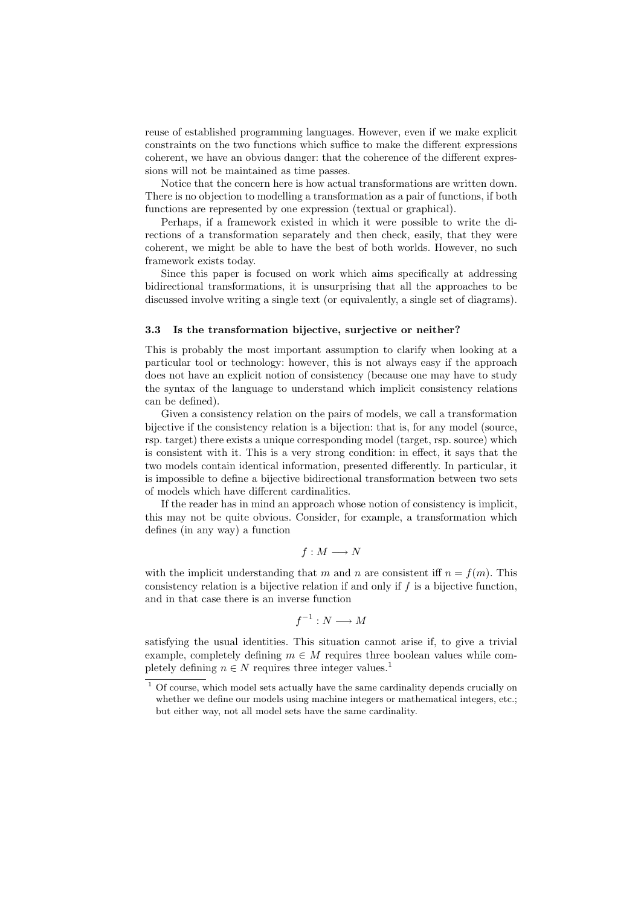reuse of established programming languages. However, even if we make explicit constraints on the two functions which suffice to make the different expressions coherent, we have an obvious danger: that the coherence of the different expressions will not be maintained as time passes.

Notice that the concern here is how actual transformations are written down. There is no objection to modelling a transformation as a pair of functions, if both functions are represented by one expression (textual or graphical).

Perhaps, if a framework existed in which it were possible to write the directions of a transformation separately and then check, easily, that they were coherent, we might be able to have the best of both worlds. However, no such framework exists today.

Since this paper is focused on work which aims specifically at addressing bidirectional transformations, it is unsurprising that all the approaches to be discussed involve writing a single text (or equivalently, a single set of diagrams).

### 3.3 Is the transformation bijective, surjective or neither?

This is probably the most important assumption to clarify when looking at a particular tool or technology: however, this is not always easy if the approach does not have an explicit notion of consistency (because one may have to study the syntax of the language to understand which implicit consistency relations can be defined).

Given a consistency relation on the pairs of models, we call a transformation bijective if the consistency relation is a bijection: that is, for any model (source, rsp. target) there exists a unique corresponding model (target, rsp. source) which is consistent with it. This is a very strong condition: in effect, it says that the two models contain identical information, presented differently. In particular, it is impossible to define a bijective bidirectional transformation between two sets of models which have different cardinalities.

If the reader has in mind an approach whose notion of consistency is implicit, this may not be quite obvious. Consider, for example, a transformation which defines (in any way) a function

$$f : M \longrightarrow N$$

with the implicit understanding that $m$ and $n$ are consistent iff $n = f(m)$. This consistency relation is a bijective relation if and only if $f$ is a bijective function, and in that case there is an inverse function

$$f^{-1} : N \longrightarrow M$$

satisfying the usual identities. This situation cannot arise if, to give a trivial example, completely defining $m \in M$ requires three boolean values while completely defining $n \in N$ requires three integer values.[1]

[1] Of course, which model sets actually have the same cardinality depends crucially on whether we define our models using machine integers or mathematical integers, etc.; but either way, not all model sets have the same cardinality.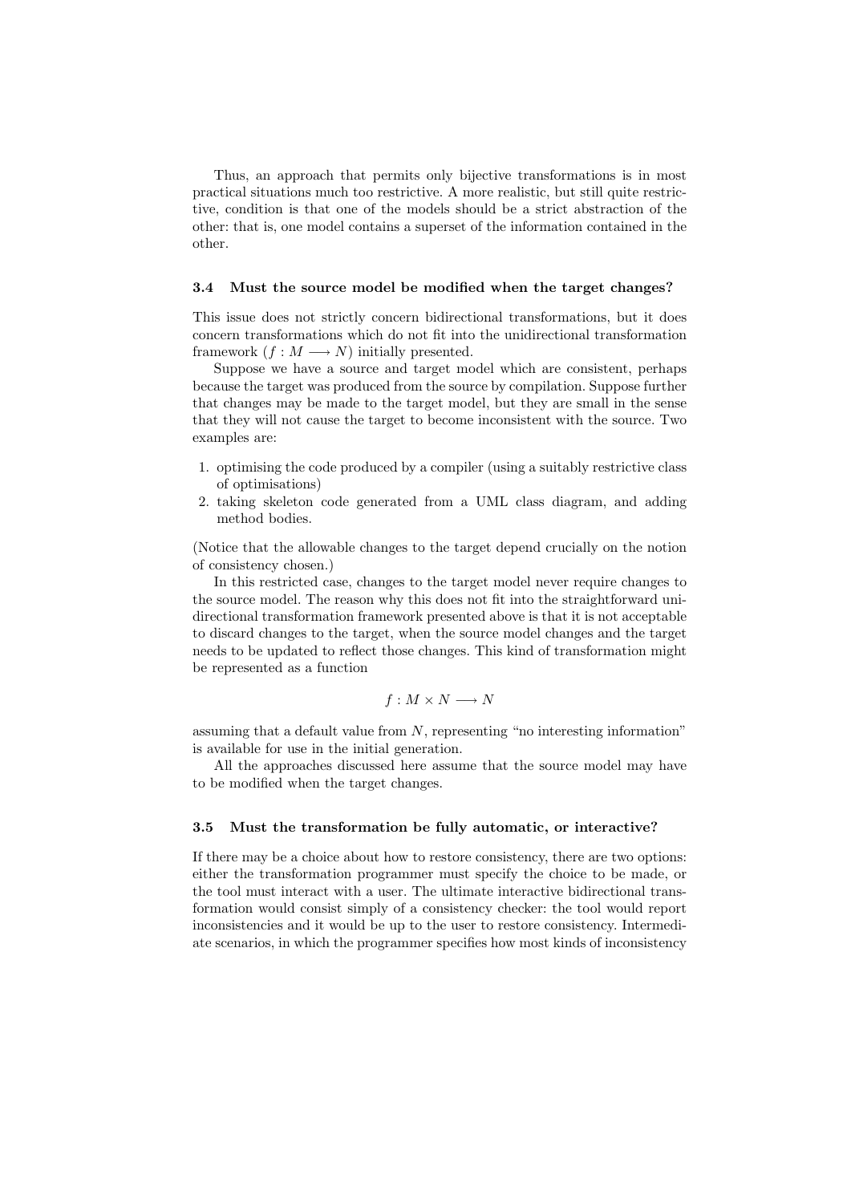Thus, an approach that permits only bijective transformations is in most practical situations much too restrictive. A more realistic, but still quite restrictive, condition is that one of the models should be a strict abstraction of the other: that is, one model contains a superset of the information contained in the other.

### 3.4 Must the source model be modified when the target changes?

This issue does not strictly concern bidirectional transformations, but it does concern transformations which do not fit into the unidirectional transformation framework ($f : M \longrightarrow N$) initially presented.

Suppose we have a source and target model which are consistent, perhaps because the target was produced from the source by compilation. Suppose further that changes may be made to the target model, but they are small in the sense that they will not cause the target to become inconsistent with the source. Two examples are:

1. optimising the code produced by a compiler (using a suitably restrictive class of optimisations)
2. taking skeleton code generated from a UML class diagram, and adding method bodies.

(Notice that the allowable changes to the target depend crucially on the notion of consistency chosen.)

In this restricted case, changes to the target model never require changes to the source model. The reason why this does not fit into the straightforward unidirectional transformation framework presented above is that it is not acceptable to discard changes to the target, when the source model changes and the target needs to be updated to reflect those changes. This kind of transformation might be represented as a function

$$f : M \times N \longrightarrow N$$

assuming that a default value from $N$, representing "no interesting information" is available for use in the initial generation.

All the approaches discussed here assume that the source model may have to be modified when the target changes.

### 3.5 Must the transformation be fully automatic, or interactive?

If there may be a choice about how to restore consistency, there are two options: either the transformation programmer must specify the choice to be made, or the tool must interact with a user. The ultimate interactive bidirectional transformation would consist simply of a consistency checker: the tool would report inconsistencies and it would be up to the user to restore consistency. Intermediate scenarios, in which the programmer specifies how most kinds of inconsistency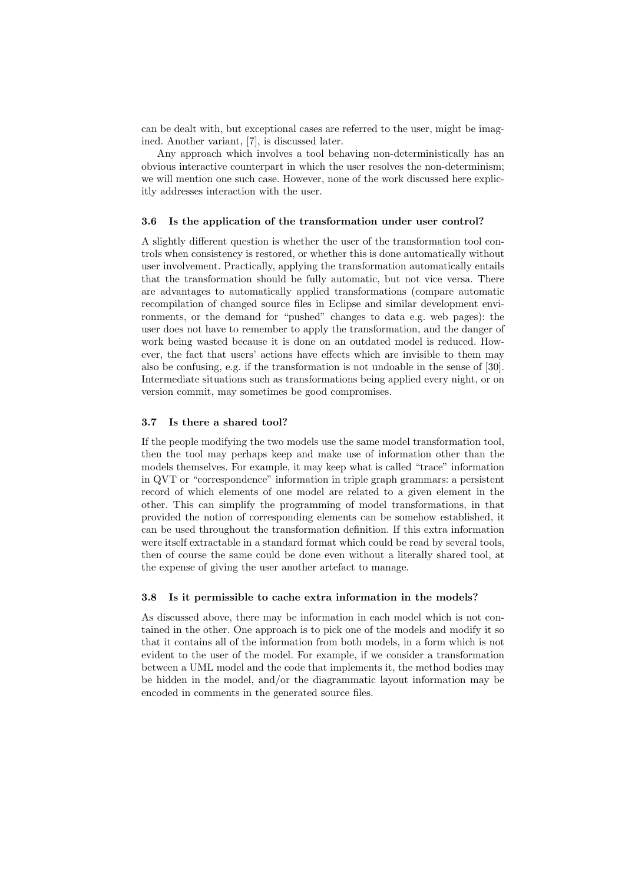can be dealt with, but exceptional cases are referred to the user, might be imagined. Another variant, [7], is discussed later.

Any approach which involves a tool behaving non-deterministically has an obvious interactive counterpart in which the user resolves the non-determinism; we will mention one such case. However, none of the work discussed here explicitly addresses interaction with the user.

### 3.6 Is the application of the transformation under user control?

A slightly different question is whether the user of the transformation tool controls when consistency is restored, or whether this is done automatically without user involvement. Practically, applying the transformation automatically entails that the transformation should be fully automatic, but not vice versa. There are advantages to automatically applied transformations (compare automatic recompilation of changed source files in Eclipse and similar development environments, or the demand for "pushed" changes to data e.g. web pages): the user does not have to remember to apply the transformation, and the danger of work being wasted because it is done on an outdated model is reduced. However, the fact that users' actions have effects which are invisible to them may also be confusing, e.g. if the transformation is not undoable in the sense of [30]. Intermediate situations such as transformations being applied every night, or on version commit, may sometimes be good compromises.

### 3.7 Is there a shared tool?

If the people modifying the two models use the same model transformation tool, then the tool may perhaps keep and make use of information other than the models themselves. For example, it may keep what is called "trace" information in QVT or "correspondence" information in triple graph grammars: a persistent record of which elements of one model are related to a given element in the other. This can simplify the programming of model transformations, in that provided the notion of corresponding elements can be somehow established, it can be used throughout the transformation definition. If this extra information were itself extractable in a standard format which could be read by several tools, then of course the same could be done even without a literally shared tool, at the expense of giving the user another artefact to manage.

### 3.8 Is it permissible to cache extra information in the models?

As discussed above, there may be information in each model which is not contained in the other. One approach is to pick one of the models and modify it so that it contains all of the information from both models, in a form which is not evident to the user of the model. For example, if we consider a transformation between a UML model and the code that implements it, the method bodies may be hidden in the model, and/or the diagrammatic layout information may be encoded in comments in the generated source files.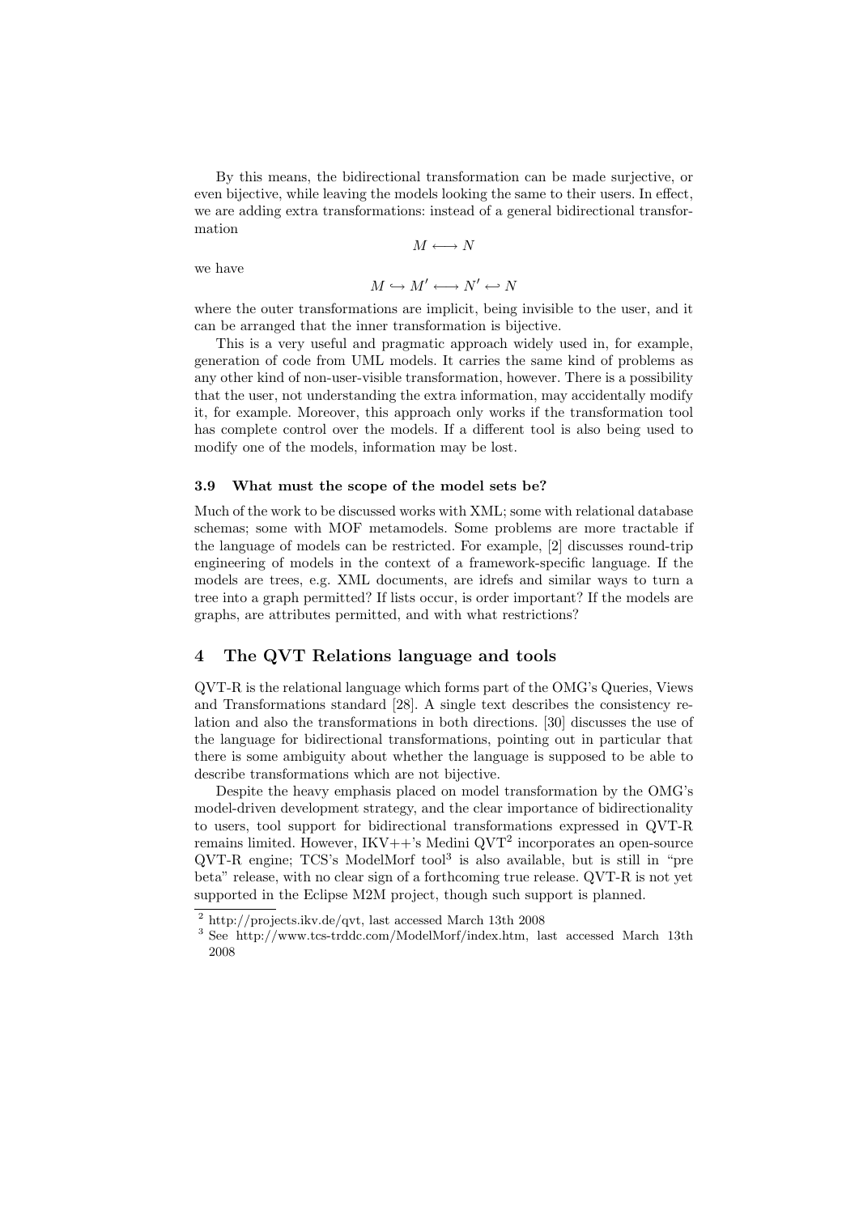By this means, the bidirectional transformation can be made surjective, or even bijective, while leaving the models looking the same to their users. In effect, we are adding extra transformations: instead of a general bidirectional transformation

$$M \longleftrightarrow N$$

we have

$$M \hookrightarrow M' \longleftrightarrow N' \hookleftarrow N$$

where the outer transformations are implicit, being invisible to the user, and it can be arranged that the inner transformation is bijective.

This is a very useful and pragmatic approach widely used in, for example, generation of code from UML models. It carries the same kind of problems as any other kind of non-user-visible transformation, however. There is a possibility that the user, not understanding the extra information, may accidentally modify it, for example. Moreover, this approach only works if the transformation tool has complete control over the models. If a different tool is also being used to modify one of the models, information may be lost.

### 3.9 What must the scope of the model sets be?

Much of the work to be discussed works with XML; some with relational database schemas; some with MOF metamodels. Some problems are more tractable if the language of models can be restricted. For example, [2] discusses round-trip engineering of models in the context of a framework-specific language. If the models are trees, e.g. XML documents, are idrefs and similar ways to turn a tree into a graph permitted? If lists occur, is order important? If the models are graphs, are attributes permitted, and with what restrictions?

## 4 The QVT Relations language and tools

QVT-R is the relational language which forms part of the OMG's Queries, Views and Transformations standard [28]. A single text describes the consistency relation and also the transformations in both directions. [30] discusses the use of the language for bidirectional transformations, pointing out in particular that there is some ambiguity about whether the language is supposed to be able to describe transformations which are not bijective.

Despite the heavy emphasis placed on model transformation by the OMG's model-driven development strategy, and the clear importance of bidirectionality to users, tool support for bidirectional transformations expressed in QVT-R remains limited. However, IKV++'s Medini QVT[2] incorporates an open-source QVT-R engine; TCS's ModelMorf tool[3] is also available, but is still in "pre beta" release, with no clear sign of a forthcoming true release. QVT-R is not yet supported in the Eclipse M2M project, though such support is planned.

[2] http://projects.ikv.de/qvt, last accessed March 13th 2008

[3] See http://www.tcs-trddc.com/ModelMorf/index.htm, last accessed March 13th 2008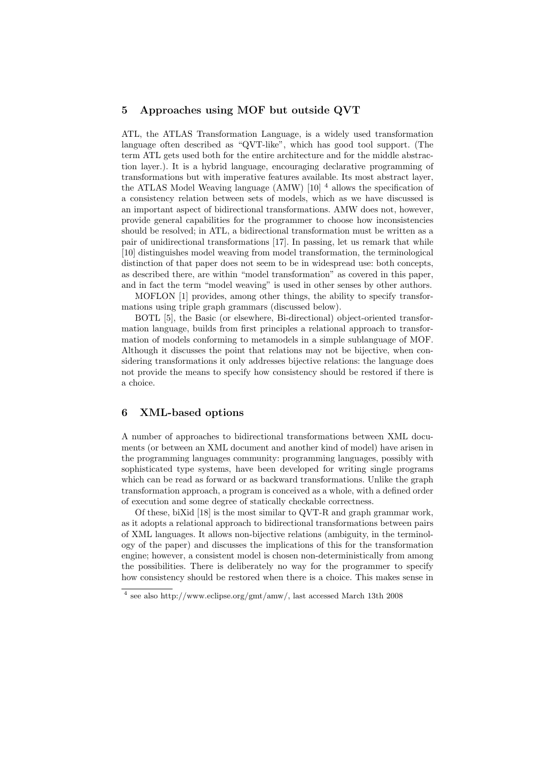## 5 Approaches using MOF but outside QVT

ATL, the ATLAS Transformation Language, is a widely used transformation language often described as "QVT-like", which has good tool support. (The term ATL gets used both for the entire architecture and for the middle abstraction layer.). It is a hybrid language, encouraging declarative programming of transformations but with imperative features available. Its most abstract layer, the ATLAS Model Weaving language (AMW) [10] [4] allows the specification of a consistency relation between sets of models, which as we have discussed is an important aspect of bidirectional transformations. AMW does not, however, provide general capabilities for the programmer to choose how inconsistencies should be resolved; in ATL, a bidirectional transformation must be written as a pair of unidirectional transformations [17]. In passing, let us remark that while [10] distinguishes model weaving from model transformation, the terminological distinction of that paper does not seem to be in widespread use: both concepts, as described there, are within "model transformation" as covered in this paper, and in fact the term "model weaving" is used in other senses by other authors.

MOFLON [1] provides, among other things, the ability to specify transformations using triple graph grammars (discussed below).

BOTL [5], the Basic (or elsewhere, Bi-directional) object-oriented transformation language, builds from first principles a relational approach to transformation of models conforming to metamodels in a simple sublanguage of MOF. Although it discusses the point that relations may not be bijective, when considering transformations it only addresses bijective relations: the language does not provide the means to specify how consistency should be restored if there is a choice.

## 6 XML-based options

A number of approaches to bidirectional transformations between XML documents (or between an XML document and another kind of model) have arisen in the programming languages community: programming languages, possibly with sophisticated type systems, have been developed for writing single programs which can be read as forward or as backward transformations. Unlike the graph transformation approach, a program is conceived as a whole, with a defined order of execution and some degree of statically checkable correctness.

Of these, biXid [18] is the most similar to QVT-R and graph grammar work, as it adopts a relational approach to bidirectional transformations between pairs of XML languages. It allows non-bijective relations (ambiguity, in the terminology of the paper) and discusses the implications of this for the transformation engine; however, a consistent model is chosen non-deterministically from among the possibilities. There is deliberately no way for the programmer to specify how consistency should be restored when there is a choice. This makes sense in

[4] see also http://www.eclipse.org/gmt/amw/, last accessed March 13th 2008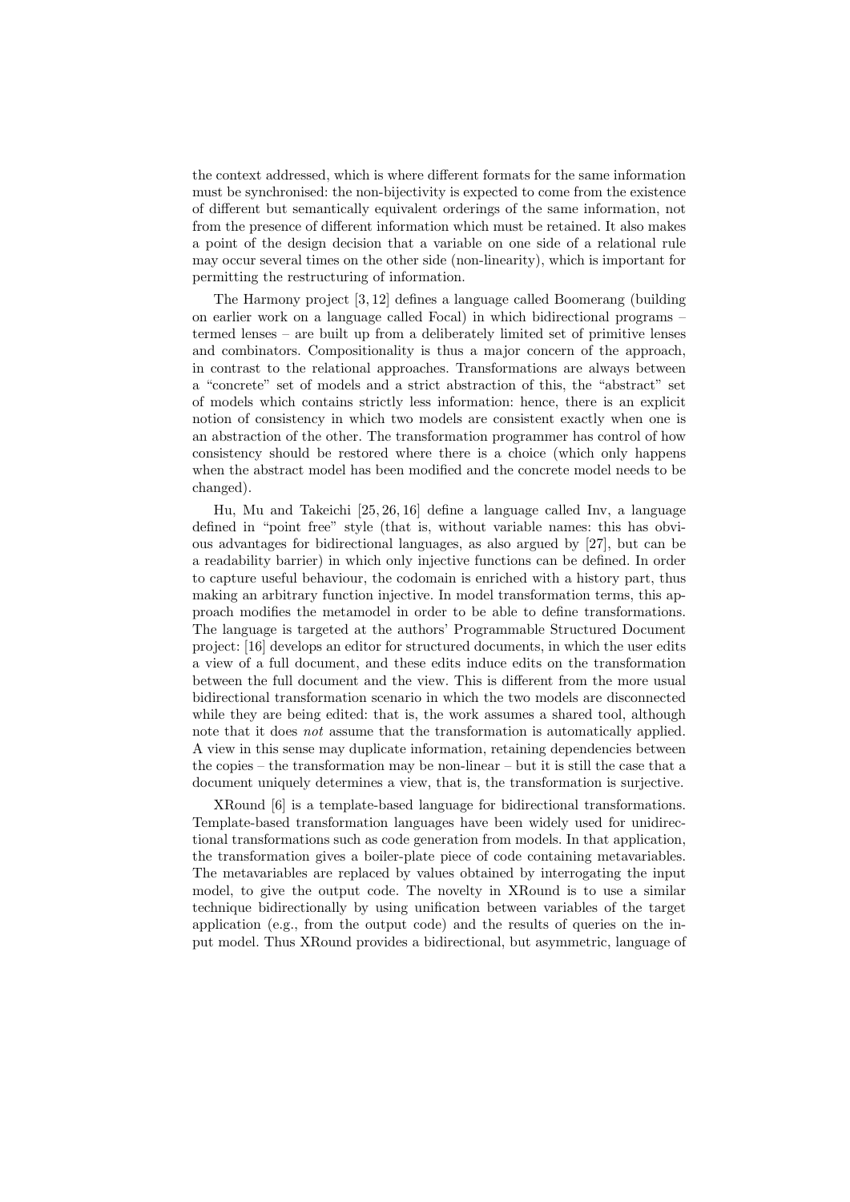the context addressed, which is where different formats for the same information must be synchronised: the non-bijectivity is expected to come from the existence of different but semantically equivalent orderings of the same information, not from the presence of different information which must be retained. It also makes a point of the design decision that a variable on one side of a relational rule may occur several times on the other side (non-linearity), which is important for permitting the restructuring of information.

The Harmony project [3, 12] defines a language called Boomerang (building on earlier work on a language called Focal) in which bidirectional programs – termed lenses – are built up from a deliberately limited set of primitive lenses and combinators. Compositionality is thus a major concern of the approach, in contrast to the relational approaches. Transformations are always between a "concrete" set of models and a strict abstraction of this, the "abstract" set of models which contains strictly less information: hence, there is an explicit notion of consistency in which two models are consistent exactly when one is an abstraction of the other. The transformation programmer has control of how consistency should be restored where there is a choice (which only happens when the abstract model has been modified and the concrete model needs to be changed).

Hu, Mu and Takeichi [25, 26, 16] define a language called Inv, a language defined in "point free" style (that is, without variable names: this has obvious advantages for bidirectional languages, as also argued by [27], but can be a readability barrier) in which only injective functions can be defined. In order to capture useful behaviour, the codomain is enriched with a history part, thus making an arbitrary function injective. In model transformation terms, this approach modifies the metamodel in order to be able to define transformations. The language is targeted at the authors' Programmable Structured Document project: [16] develops an editor for structured documents, in which the user edits a view of a full document, and these edits induce edits on the transformation between the full document and the view. This is different from the more usual bidirectional transformation scenario in which the two models are disconnected while they are being edited: that is, the work assumes a shared tool, although note that it does *not* assume that the transformation is automatically applied. A view in this sense may duplicate information, retaining dependencies between the copies – the transformation may be non-linear – but it is still the case that a document uniquely determines a view, that is, the transformation is surjective.

XRound [6] is a template-based language for bidirectional transformations. Template-based transformation languages have been widely used for unidirectional transformations such as code generation from models. In that application, the transformation gives a boiler-plate piece of code containing metavariables. The metavariables are replaced by values obtained by interrogating the input model, to give the output code. The novelty in XRound is to use a similar technique bidirectionally by using unification between variables of the target application (e.g., from the output code) and the results of queries on the input model. Thus XRound provides a bidirectional, but asymmetric, language of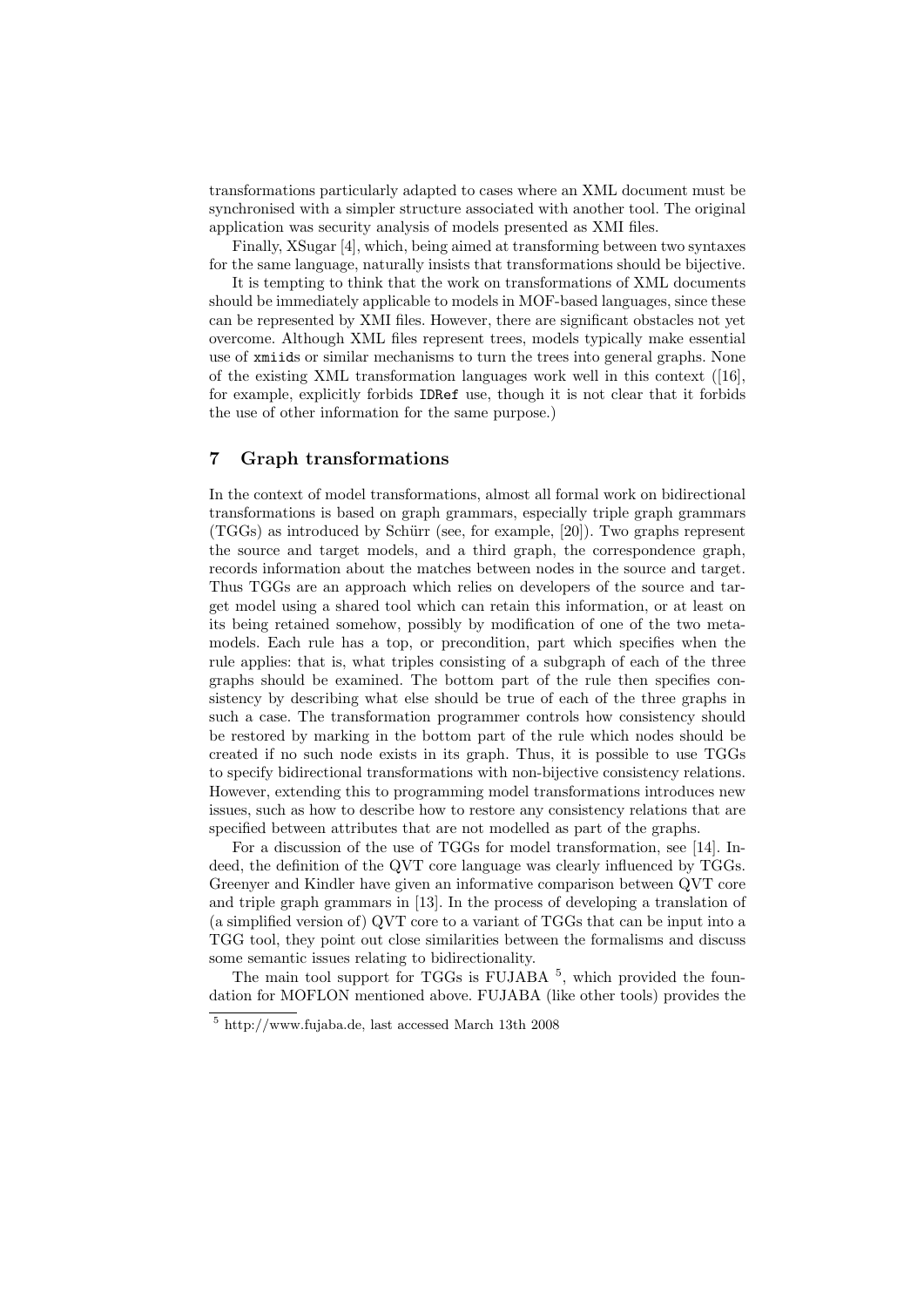transformations particularly adapted to cases where an XML document must be synchronised with a simpler structure associated with another tool. The original application was security analysis of models presented as XMI files.

Finally, XSugar [4], which, being aimed at transforming between two syntaxes for the same language, naturally insists that transformations should be bijective.

It is tempting to think that the work on transformations of XML documents should be immediately applicable to models in MOF-based languages, since these can be represented by XMI files. However, there are significant obstacles not yet overcome. Although XML files represent trees, models typically make essential use of `xmiid`s or similar mechanisms to turn the trees into general graphs. None of the existing XML transformation languages work well in this context ([16], for example, explicitly forbids `IDRef` use, though it is not clear that it forbids the use of other information for the same purpose.)

## 7 Graph transformations

In the context of model transformations, almost all formal work on bidirectional transformations is based on graph grammars, especially triple graph grammars (TGGs) as introduced by Schürr (see, for example, [20]). Two graphs represent the source and target models, and a third graph, the correspondence graph, records information about the matches between nodes in the source and target. Thus TGGs are an approach which relies on developers of the source and target model using a shared tool which can retain this information, or at least on its being retained somehow, possibly by modification of one of the two metamodels. Each rule has a top, or precondition, part which specifies when the rule applies: that is, what triples consisting of a subgraph of each of the three graphs should be examined. The bottom part of the rule then specifies consistency by describing what else should be true of each of the three graphs in such a case. The transformation programmer controls how consistency should be restored by marking in the bottom part of the rule which nodes should be created if no such node exists in its graph. Thus, it is possible to use TGGs to specify bidirectional transformations with non-bijective consistency relations. However, extending this to programming model transformations introduces new issues, such as how to describe how to restore any consistency relations that are specified between attributes that are not modelled as part of the graphs.

For a discussion of the use of TGGs for model transformation, see [14]. Indeed, the definition of the QVT core language was clearly influenced by TGGs. Greenyer and Kindler have given an informative comparison between QVT core and triple graph grammars in [13]. In the process of developing a translation of (a simplified version of) QVT core to a variant of TGGs that can be input into a TGG tool, they point out close similarities between the formalisms and discuss some semantic issues relating to bidirectionality.

The main tool support for TGGs is FUJABA [5], which provided the foundation for MOFLON mentioned above. FUJABA (like other tools) provides the

[5] http://www.fujaba.de, last accessed March 13th 2008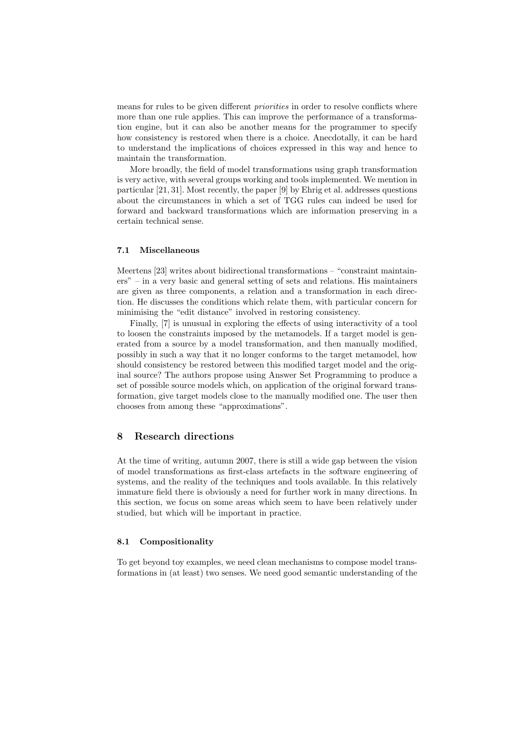means for rules to be given different *priorities* in order to resolve conflicts where more than one rule applies. This can improve the performance of a transformation engine, but it can also be another means for the programmer to specify how consistency is restored when there is a choice. Anecdotally, it can be hard to understand the implications of choices expressed in this way and hence to maintain the transformation.

More broadly, the field of model transformations using graph transformation is very active, with several groups working and tools implemented. We mention in particular [21, 31]. Most recently, the paper [9] by Ehrig et al. addresses questions about the circumstances in which a set of TGG rules can indeed be used for forward and backward transformations which are information preserving in a certain technical sense.

### 7.1 Miscellaneous

Meertens [23] writes about bidirectional transformations – "constraint maintainers" – in a very basic and general setting of sets and relations. His maintainers are given as three components, a relation and a transformation in each direction. He discusses the conditions which relate them, with particular concern for minimising the "edit distance" involved in restoring consistency.

Finally, [7] is unusual in exploring the effects of using interactivity of a tool to loosen the constraints imposed by the metamodels. If a target model is generated from a source by a model transformation, and then manually modified, possibly in such a way that it no longer conforms to the target metamodel, how should consistency be restored between this modified target model and the original source? The authors propose using Answer Set Programming to produce a set of possible source models which, on application of the original forward transformation, give target models close to the manually modified one. The user then chooses from among these "approximations".

## 8 Research directions

At the time of writing, autumn 2007, there is still a wide gap between the vision of model transformations as first-class artefacts in the software engineering of systems, and the reality of the techniques and tools available. In this relatively immature field there is obviously a need for further work in many directions. In this section, we focus on some areas which seem to have been relatively under studied, but which will be important in practice.

### 8.1 Compositionality

To get beyond toy examples, we need clean mechanisms to compose model transformations in (at least) two senses. We need good semantic understanding of the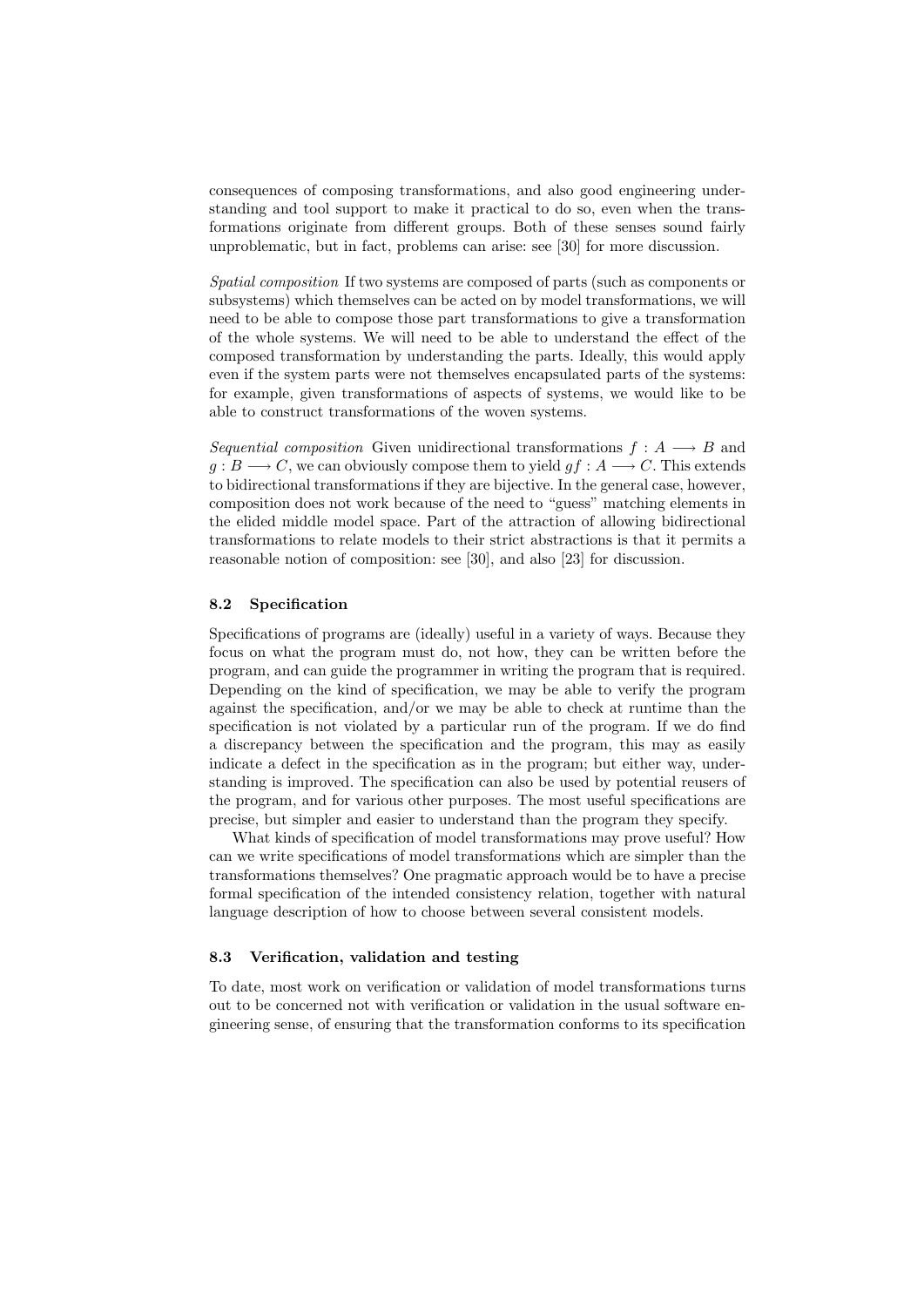consequences of composing transformations, and also good engineering understanding and tool support to make it practical to do so, even when the transformations originate from different groups. Both of these senses sound fairly unproblematic, but in fact, problems can arise: see [30] for more discussion.

*Spatial composition* If two systems are composed of parts (such as components or subsystems) which themselves can be acted on by model transformations, we will need to be able to compose those part transformations to give a transformation of the whole systems. We will need to be able to understand the effect of the composed transformation by understanding the parts. Ideally, this would apply even if the system parts were not themselves encapsulated parts of the systems: for example, given transformations of aspects of systems, we would like to be able to construct transformations of the woven systems.

*Sequential composition* Given unidirectional transformations $f : A \longrightarrow B$ and $g : B \longrightarrow C$, we can obviously compose them to yield $gf : A \longrightarrow C$. This extends to bidirectional transformations if they are bijective. In the general case, however, composition does not work because of the need to "guess" matching elements in the elided middle model space. Part of the attraction of allowing bidirectional transformations to relate models to their strict abstractions is that it permits a reasonable notion of composition: see [30], and also [23] for discussion.

### 8.2 Specification

Specifications of programs are (ideally) useful in a variety of ways. Because they focus on what the program must do, not how, they can be written before the program, and can guide the programmer in writing the program that is required. Depending on the kind of specification, we may be able to verify the program against the specification, and/or we may be able to check at runtime than the specification is not violated by a particular run of the program. If we do find a discrepancy between the specification and the program, this may as easily indicate a defect in the specification as in the program; but either way, understanding is improved. The specification can also be used by potential reusers of the program, and for various other purposes. The most useful specifications are precise, but simpler and easier to understand than the program they specify.

What kinds of specification of model transformations may prove useful? How can we write specifications of model transformations which are simpler than the transformations themselves? One pragmatic approach would be to have a precise formal specification of the intended consistency relation, together with natural language description of how to choose between several consistent models.

### 8.3 Verification, validation and testing

To date, most work on verification or validation of model transformations turns out to be concerned not with verification or validation in the usual software engineering sense, of ensuring that the transformation conforms to its specification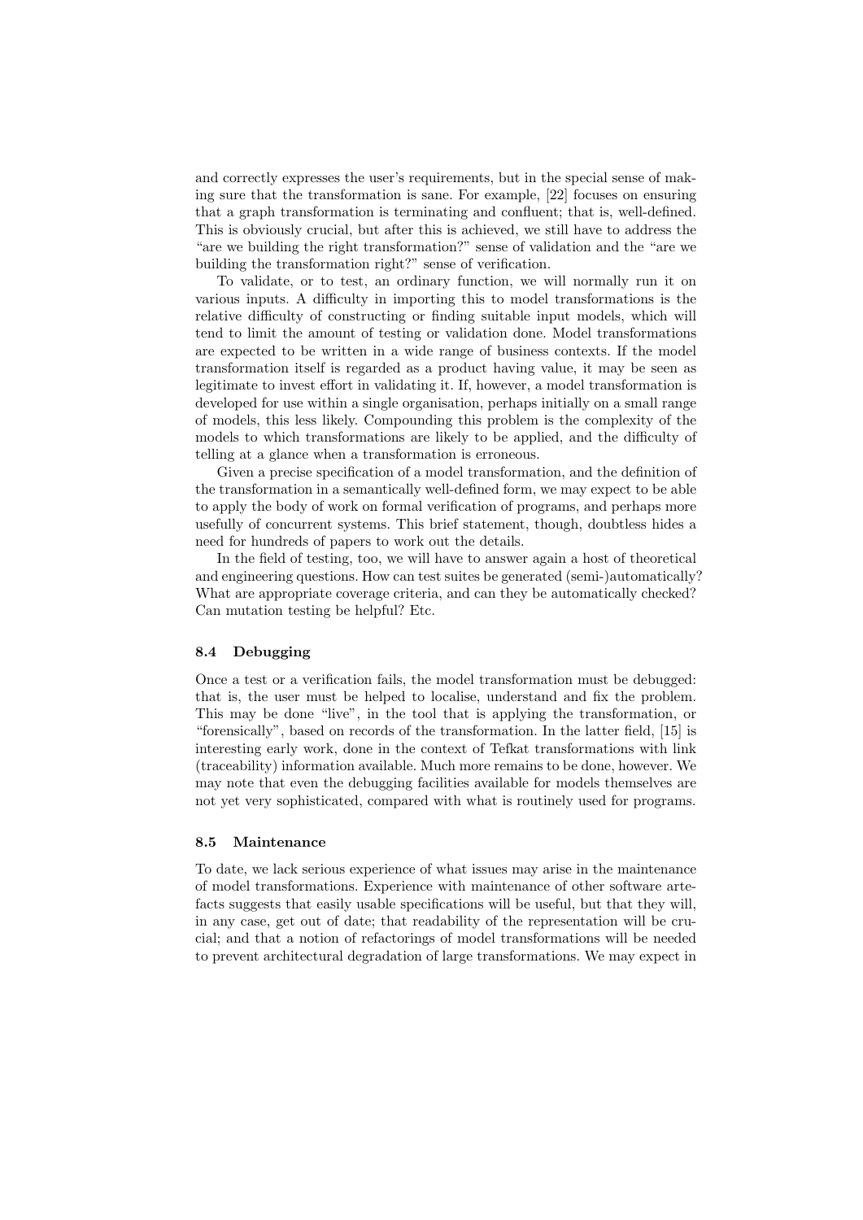and correctly expresses the user's requirements, but in the special sense of making sure that the transformation is sane. For example, [22] focuses on ensuring that a graph transformation is terminating and confluent; that is, well-defined. This is obviously crucial, but after this is achieved, we still have to address the "are we building the right transformation?" sense of validation and the "are we building the transformation right?" sense of verification.

To validate, or to test, an ordinary function, we will normally run it on various inputs. A difficulty in importing this to model transformations is the relative difficulty of constructing or finding suitable input models, which will tend to limit the amount of testing or validation done. Model transformations are expected to be written in a wide range of business contexts. If the model transformation itself is regarded as a product having value, it may be seen as legitimate to invest effort in validating it. If, however, a model transformation is developed for use within a single organisation, perhaps initially on a small range of models, this less likely. Compounding this problem is the complexity of the models to which transformations are likely to be applied, and the difficulty of telling at a glance when a transformation is erroneous.

Given a precise specification of a model transformation, and the definition of the transformation in a semantically well-defined form, we may expect to be able to apply the body of work on formal verification of programs, and perhaps more usefully of concurrent systems. This brief statement, though, doubtless hides a need for hundreds of papers to work out the details.

In the field of testing, too, we will have to answer again a host of theoretical and engineering questions. How can test suites be generated (semi-)automatically? What are appropriate coverage criteria, and can they be automatically checked? Can mutation testing be helpful? Etc.

### 8.4 Debugging

Once a test or a verification fails, the model transformation must be debugged: that is, the user must be helped to localise, understand and fix the problem. This may be done "live", in the tool that is applying the transformation, or "forensically", based on records of the transformation. In the latter field, [15] is interesting early work, done in the context of Tefkat transformations with link (traceability) information available. Much more remains to be done, however. We may note that even the debugging facilities available for models themselves are not yet very sophisticated, compared with what is routinely used for programs.

### 8.5 Maintenance

To date, we lack serious experience of what issues may arise in the maintenance of model transformations. Experience with maintenance of other software artefacts suggests that easily usable specifications will be useful, but that they will, in any case, get out of date; that readability of the representation will be crucial; and that a notion of refactorings of model transformations will be needed to prevent architectural degradation of large transformations. We may expect in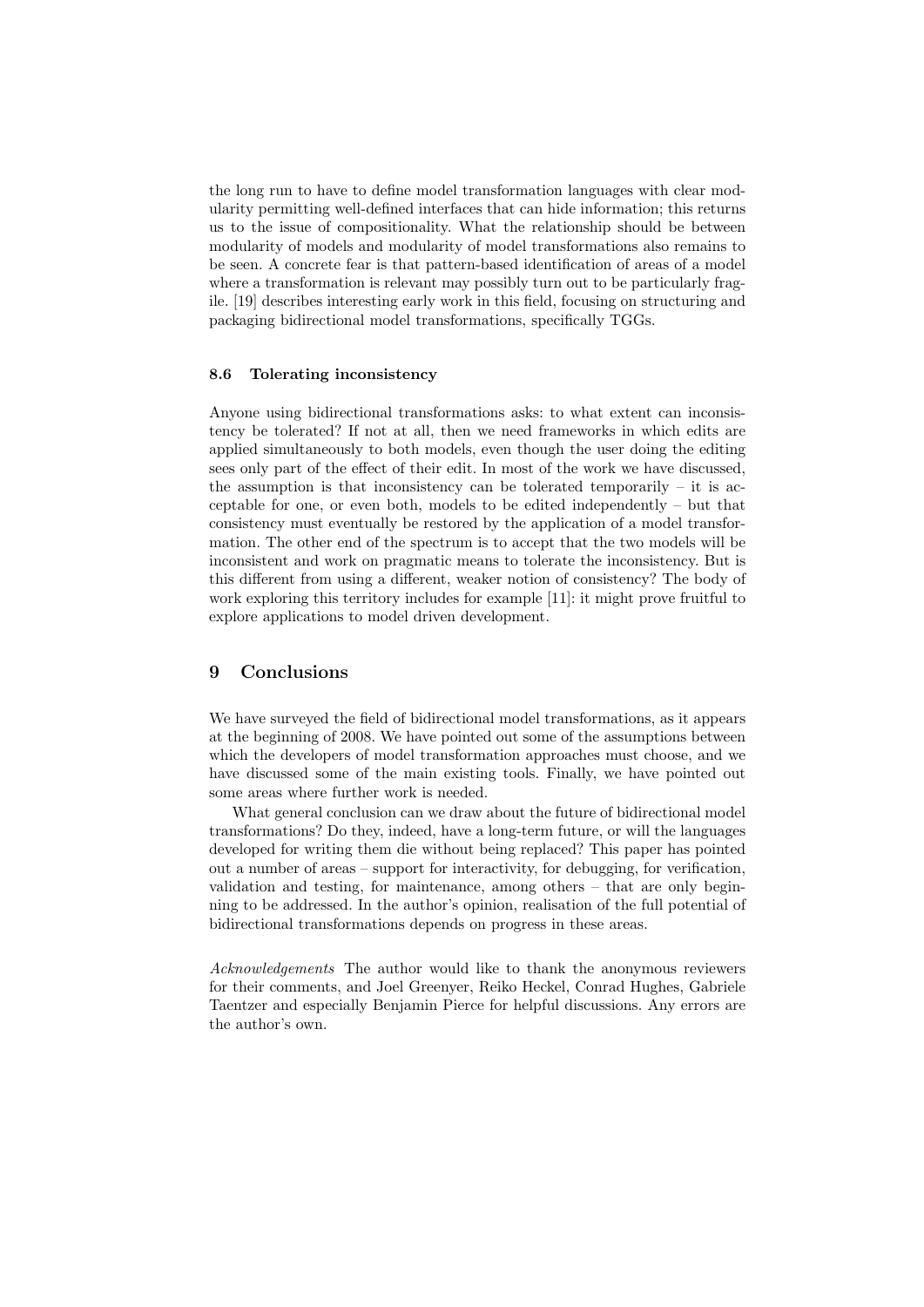the long run to have to define model transformation languages with clear modularity permitting well-defined interfaces that can hide information; this returns us to the issue of compositionality. What the relationship should be between modularity of models and modularity of model transformations also remains to be seen. A concrete fear is that pattern-based identification of areas of a model where a transformation is relevant may possibly turn out to be particularly fragile. [19] describes interesting early work in this field, focusing on structuring and packaging bidirectional model transformations, specifically TGGs.

### 8.6 Tolerating inconsistency

Anyone using bidirectional transformations asks: to what extent can inconsistency be tolerated? If not at all, then we need frameworks in which edits are applied simultaneously to both models, even though the user doing the editing sees only part of the effect of their edit. In most of the work we have discussed, the assumption is that inconsistency can be tolerated temporarily – it is acceptable for one, or even both, models to be edited independently – but that consistency must eventually be restored by the application of a model transformation. The other end of the spectrum is to accept that the two models will be inconsistent and work on pragmatic means to tolerate the inconsistency. But is this different from using a different, weaker notion of consistency? The body of work exploring this territory includes for example [11]: it might prove fruitful to explore applications to model driven development.

## 9 Conclusions

We have surveyed the field of bidirectional model transformations, as it appears at the beginning of 2008. We have pointed out some of the assumptions between which the developers of model transformation approaches must choose, and we have discussed some of the main existing tools. Finally, we have pointed out some areas where further work is needed.

What general conclusion can we draw about the future of bidirectional model transformations? Do they, indeed, have a long-term future, or will the languages developed for writing them die without being replaced? This paper has pointed out a number of areas – support for interactivity, for debugging, for verification, validation and testing, for maintenance, among others – that are only beginning to be addressed. In the author's opinion, realisation of the full potential of bidirectional transformations depends on progress in these areas.

*Acknowledgements* The author would like to thank the anonymous reviewers for their comments, and Joel Greenyer, Reiko Heckel, Conrad Hughes, Gabriele Taentzer and especially Benjamin Pierce for helpful discussions. Any errors are the author's own.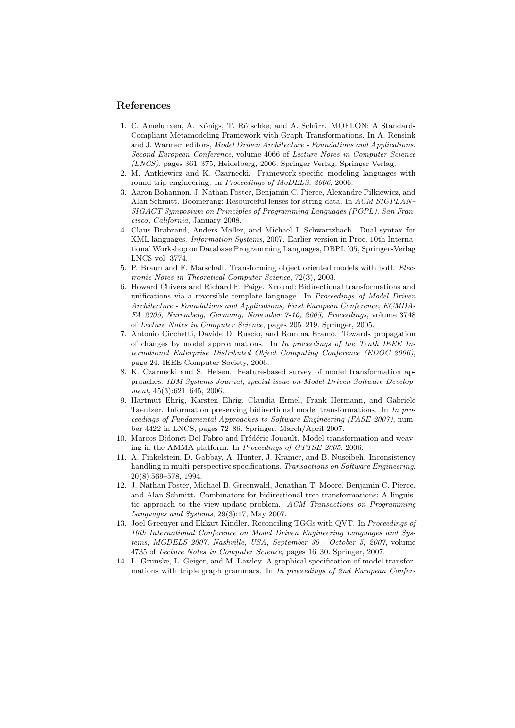## References

1. C. Amelunxen, A. Königs, T. Rötschke, and A. Schürr. MOFLON: A Standard-Compliant Metamodeling Framework with Graph Transformations. In A. Rensink and J. Warmer, editors, *Model Driven Architecture - Foundations and Applications: Second European Conference*, volume 4066 of *Lecture Notes in Computer Science (LNCS)*, pages 361–375, Heidelberg, 2006. Springer Verlag, Springer Verlag.
2. M. Antkiewicz and K. Czarnecki. Framework-specific modeling languages with round-trip engineering. In *Proceedings of MoDELS, 2006*, 2006.
3. Aaron Bohannon, J. Nathan Foster, Benjamin C. Pierce, Alexandre Pilkiewicz, and Alan Schmitt. Boomerang: Resourceful lenses for string data. In *ACM SIGPLAN–SIGACT Symposium on Principles of Programming Languages (POPL), San Francisco, California*, January 2008.
4. Claus Brabrand, Anders Møller, and Michael I. Schwartzbach. Dual syntax for XML languages. *Information Systems*, 2007. Earlier version in Proc. 10th International Workshop on Database Programming Languages, DBPL '05, Springer-Verlag LNCS vol. 3774.
5. P. Braun and F. Marschall. Transforming object oriented models with botl. *Electronic Notes in Theoretical Computer Science*, 72(3), 2003.
6. Howard Chivers and Richard F. Paige. Xround: Bidirectional transformations and unifications via a reversible template language. In *Proceedings of Model Driven Architecture - Foundations and Applications, First European Conference, ECMDA-FA 2005, Nuremberg, Germany, November 7-10, 2005, Proceedings*, volume 3748 of *Lecture Notes in Computer Science*, pages 205–219. Springer, 2005.
7. Antonio Cicchetti, Davide Di Ruscio, and Romina Eramo. Towards propagation of changes by model approximations. In *In proceedings of the Tenth IEEE International Enterprise Distributed Object Computing Conference (EDOC 2006)*, page 24. IEEE Computer Society, 2006.
8. K. Czarnecki and S. Helsen. Feature-based survey of model transformation approaches. *IBM Systems Journal, special issue on Model-Driven Software Development*, 45(3):621–645, 2006.
9. Hartmut Ehrig, Karsten Ehrig, Claudia Ermel, Frank Hermann, and Gabriele Taentzer. Information preserving bidirectional model transformations. In *In proceedings of Fundamental Approaches to Software Engineering (FASE 2007)*, number 4422 in LNCS, pages 72–86. Springer, March/April 2007.
10. Marcos Didonet Del Fabro and Frédéric Jouault. Model transformation and weaving in the AMMA platform. In *Proceedings of GTTSE 2005*, 2006.
11. A. Finkelstein, D. Gabbay, A. Hunter, J. Kramer, and B. Nuseibeh. Inconsistency handling in multi-perspective specifications. *Transactions on Software Engineering*, 20(8):569–578, 1994.
12. J. Nathan Foster, Michael B. Greenwald, Jonathan T. Moore, Benjamin C. Pierce, and Alan Schmitt. Combinators for bidirectional tree transformations: A linguistic approach to the view-update problem. *ACM Transactions on Programming Languages and Systems*, 29(3):17, May 2007.
13. Joel Greenyer and Ekkart Kindler. Reconciling TGGs with QVT. In *Proceedings of 10th International Conference on Model Driven Engineering Languages and Systems, MODELS 2007, Nashville, USA, September 30 - October 5, 2007*, volume 4735 of *Lecture Notes in Computer Science*, pages 16–30. Springer, 2007.
14. L. Grunske, L. Geiger, and M. Lawley. A graphical specification of model transformations with triple graph grammars. In *In proceedings of 2nd European Confer-*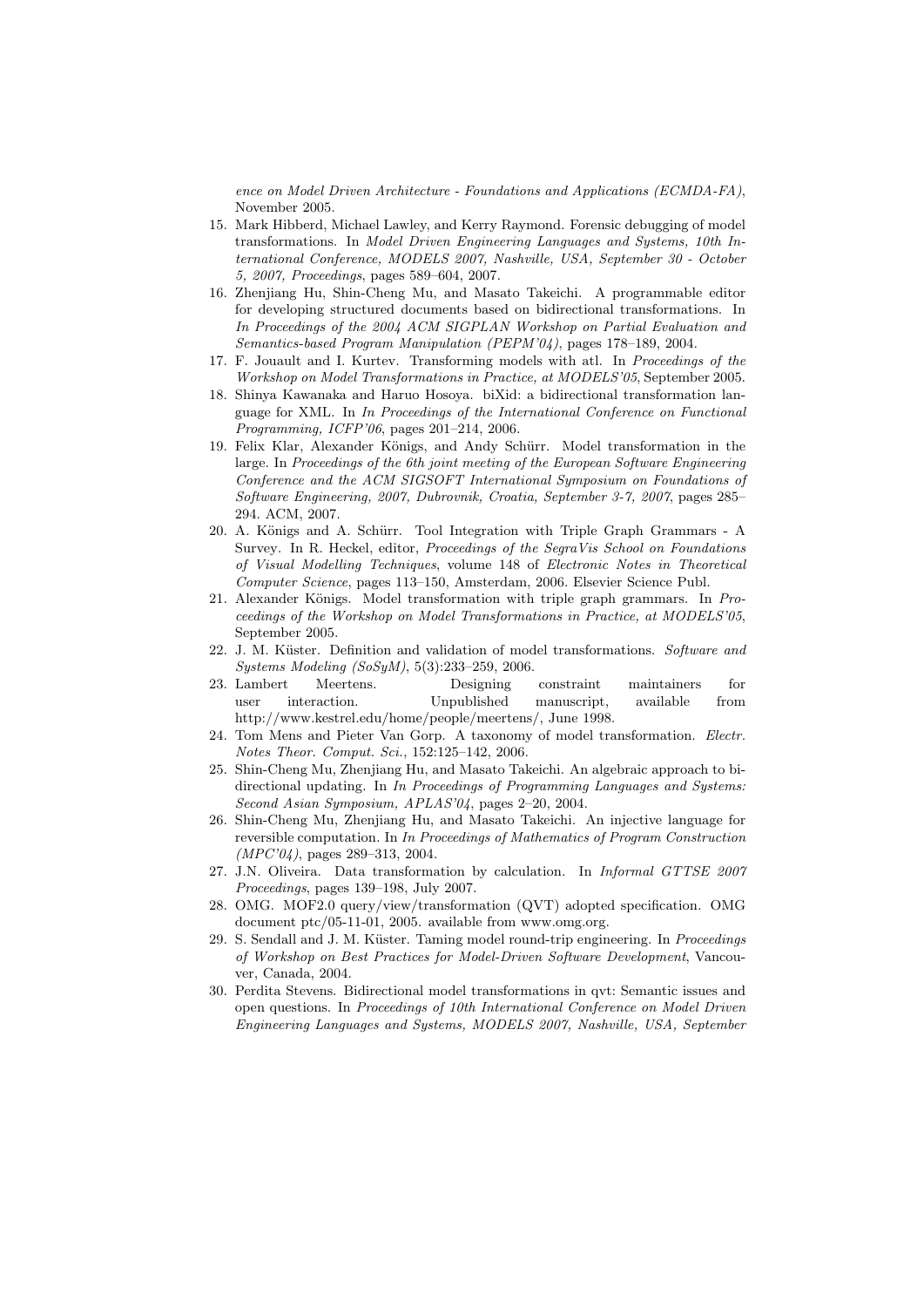*ence on Model Driven Architecture - Foundations and Applications (ECMDA-FA)*, November 2005.

15. Mark Hibberd, Michael Lawley, and Kerry Raymond. Forensic debugging of model transformations. In *Model Driven Engineering Languages and Systems, 10th International Conference, MODELS 2007, Nashville, USA, September 30 - October 5, 2007, Proceedings*, pages 589–604, 2007.
16. Zhenjiang Hu, Shin-Cheng Mu, and Masato Takeichi. A programmable editor for developing structured documents based on bidirectional transformations. In *In Proceedings of the 2004 ACM SIGPLAN Workshop on Partial Evaluation and Semantics-based Program Manipulation (PEPM'04)*, pages 178–189, 2004.
17. F. Jouault and I. Kurtev. Transforming models with atl. In *Proceedings of the Workshop on Model Transformations in Practice, at MODELS'05*, September 2005.
18. Shinya Kawanaka and Haruo Hosoya. biXid: a bidirectional transformation language for XML. In *In Proceedings of the International Conference on Functional Programming, ICFP'06*, pages 201–214, 2006.
19. Felix Klar, Alexander Königs, and Andy Schürr. Model transformation in the large. In *Proceedings of the 6th joint meeting of the European Software Engineering Conference and the ACM SIGSOFT International Symposium on Foundations of Software Engineering, 2007, Dubrovnik, Croatia, September 3-7, 2007*, pages 285–294. ACM, 2007.
20. A. Königs and A. Schürr. Tool Integration with Triple Graph Grammars - A Survey. In R. Heckel, editor, *Proceedings of the SegraVis School on Foundations of Visual Modelling Techniques*, volume 148 of *Electronic Notes in Theoretical Computer Science*, pages 113–150, Amsterdam, 2006. Elsevier Science Publ.
21. Alexander Königs. Model transformation with triple graph grammars. In *Proceedings of the Workshop on Model Transformations in Practice, at MODELS'05*, September 2005.
22. J. M. Küster. Definition and validation of model transformations. *Software and Systems Modeling (SoSyM)*, 5(3):233–259, 2006.
23. Lambert Meertens. Designing constraint maintainers for user interaction. Unpublished manuscript, available from http://www.kestrel.edu/home/people/meertens/, June 1998.
24. Tom Mens and Pieter Van Gorp. A taxonomy of model transformation. *Electr. Notes Theor. Comput. Sci.*, 152:125–142, 2006.
25. Shin-Cheng Mu, Zhenjiang Hu, and Masato Takeichi. An algebraic approach to bidirectional updating. In *In Proceedings of Programming Languages and Systems: Second Asian Symposium, APLAS'04*, pages 2–20, 2004.
26. Shin-Cheng Mu, Zhenjiang Hu, and Masato Takeichi. An injective language for reversible computation. In *In Proceedings of Mathematics of Program Construction (MPC'04)*, pages 289–313, 2004.
27. J.N. Oliveira. Data transformation by calculation. In *Informal GTTSE 2007 Proceedings*, pages 139–198, July 2007.
28. OMG. MOF2.0 query/view/transformation (QVT) adopted specification. OMG document ptc/05-11-01, 2005. available from www.omg.org.
29. S. Sendall and J. M. Küster. Taming model round-trip engineering. In *Proceedings of Workshop on Best Practices for Model-Driven Software Development*, Vancouver, Canada, 2004.
30. Perdita Stevens. Bidirectional model transformations in qvt: Semantic issues and open questions. In *Proceedings of 10th International Conference on Model Driven Engineering Languages and Systems, MODELS 2007, Nashville, USA, September*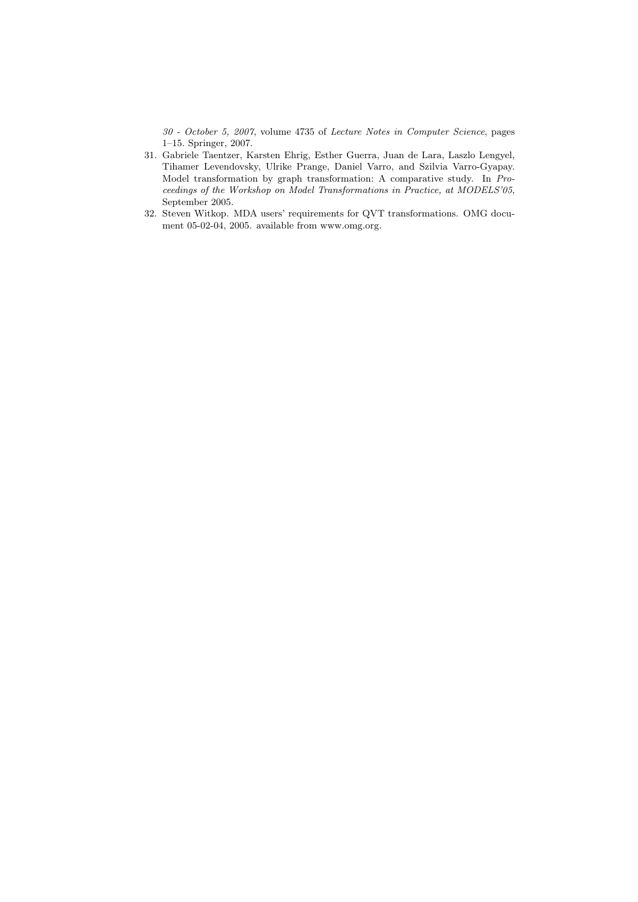*30 - October 5, 2007*, volume 4735 of *Lecture Notes in Computer Science*, pages 1–15. Springer, 2007.

31. Gabriele Taentzer, Karsten Ehrig, Esther Guerra, Juan de Lara, Laszlo Lengyel, Tihamer Levendovsky, Ulrike Prange, Daniel Varro, and Szilvia Varro-Gyapay. Model transformation by graph transformation: A comparative study. In *Proceedings of the Workshop on Model Transformations in Practice, at MODELS'05*, September 2005.
32. Steven Witkop. MDA users' requirements for QVT transformations. OMG document 05-02-04, 2005. available from www.omg.org.